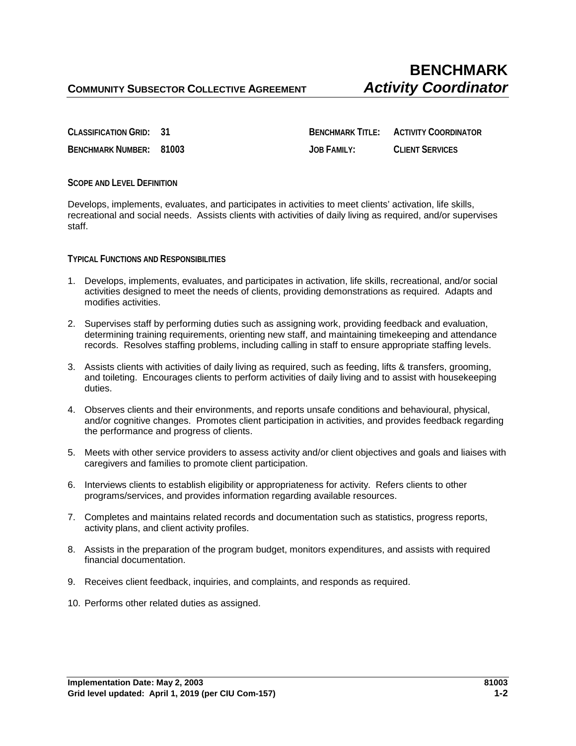# BENCHMARK

## COMMUNITY SUBSECTOR COLLECTIVE AGREEMENT — *Activity Coordinator*

**CLASSIFICATION GRID:** 31  
**BENCHMARK NUMBER:** 81003  
**BENCHMARK TITLE:** ACTIVITY COORDINATOR  
**JOB FAMILY:** CLIENT SERVICES

### SCOPE AND LEVEL DEFINITION

Develops, implements, evaluates, and participates in activities to meet clients' activation, life skills, recreational and social needs. Assists clients with activities of daily living as required, and/or supervises staff.

### TYPICAL FUNCTIONS AND RESPONSIBILITIES

1. Develops, implements, evaluates, and participates in activation, life skills, recreational, and/or social activities designed to meet the needs of clients, providing demonstrations as required. Adapts and modifies activities.
2. Supervises staff by performing duties such as assigning work, providing feedback and evaluation, determining training requirements, orienting new staff, and maintaining timekeeping and attendance records. Resolves staffing problems, including calling in staff to ensure appropriate staffing levels.
3. Assists clients with activities of daily living as required, such as feeding, lifts & transfers, grooming, and toileting. Encourages clients to perform activities of daily living and to assist with housekeeping duties.
4. Observes clients and their environments, and reports unsafe conditions and behavioural, physical, and/or cognitive changes. Promotes client participation in activities, and provides feedback regarding the performance and progress of clients.
5. Meets with other service providers to assess activity and/or client objectives and goals and liaises with caregivers and families to promote client participation.
6. Interviews clients to establish eligibility or appropriateness for activity. Refers clients to other programs/services, and provides information regarding available resources.
7. Completes and maintains related records and documentation such as statistics, progress reports, activity plans, and client activity profiles.
8. Assists in the preparation of the program budget, monitors expenditures, and assists with required financial documentation.
9. Receives client feedback, inquiries, and complaints, and responds as required.
10. Performs other related duties as assigned.

**Implementation Date: May 2, 2003**  
**Grid level updated: April 1, 2019 (per CIU Com-157)**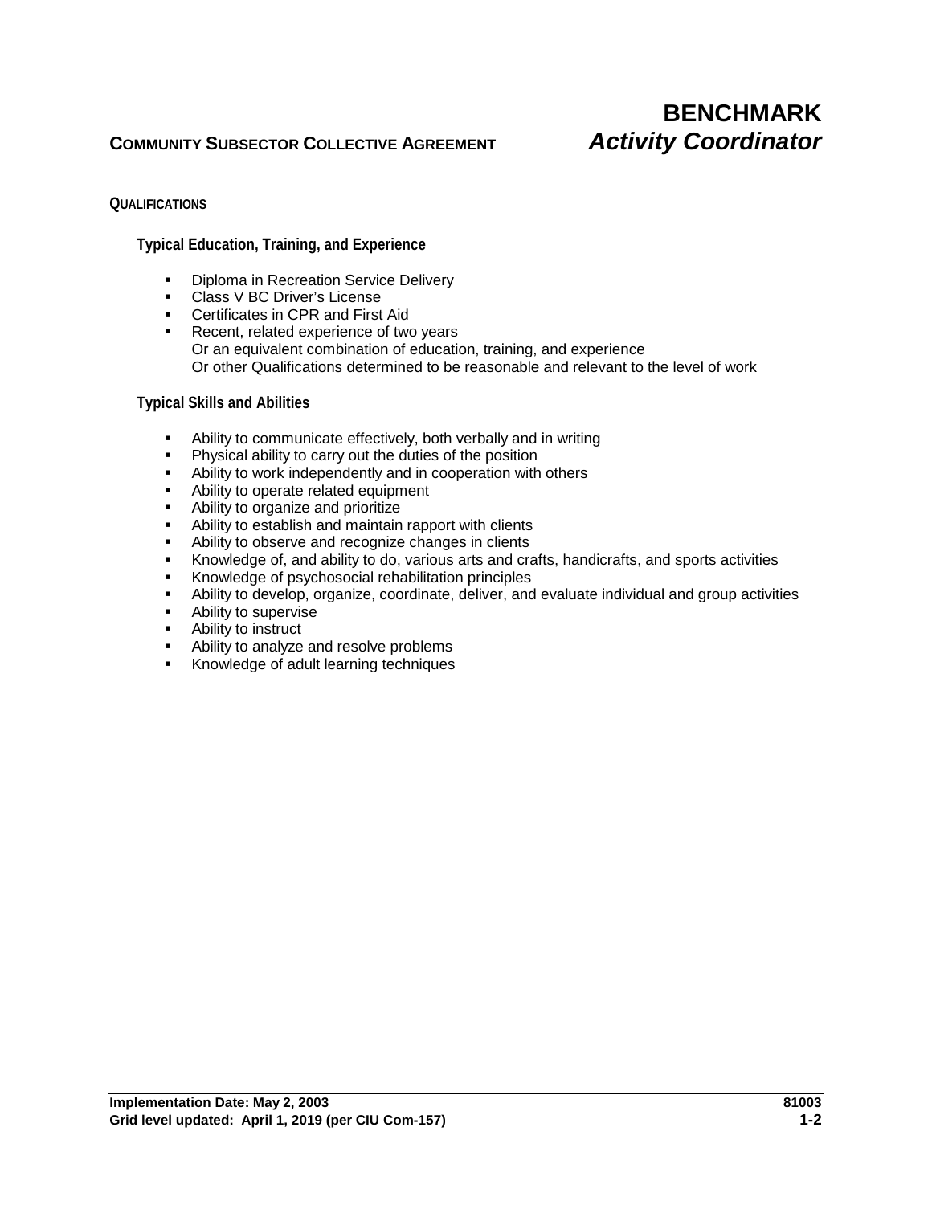## QUALIFICATIONS

### Typical Education, Training, and Experience

- Diploma in Recreation Service Delivery
- Class V BC Driver's License
- Certificates in CPR and First Aid
- Recent, related experience of two years
  Or an equivalent combination of education, training, and experience
  Or other Qualifications determined to be reasonable and relevant to the level of work

### Typical Skills and Abilities

- Ability to communicate effectively, both verbally and in writing
- Physical ability to carry out the duties of the position
- Ability to work independently and in cooperation with others
- Ability to operate related equipment
- Ability to organize and prioritize
- Ability to establish and maintain rapport with clients
- Ability to observe and recognize changes in clients
- Knowledge of, and ability to do, various arts and crafts, handicrafts, and sports activities
- Knowledge of psychosocial rehabilitation principles
- Ability to develop, organize, coordinate, deliver, and evaluate individual and group activities
- Ability to supervise
- Ability to instruct
- Ability to analyze and resolve problems
- Knowledge of adult learning techniques